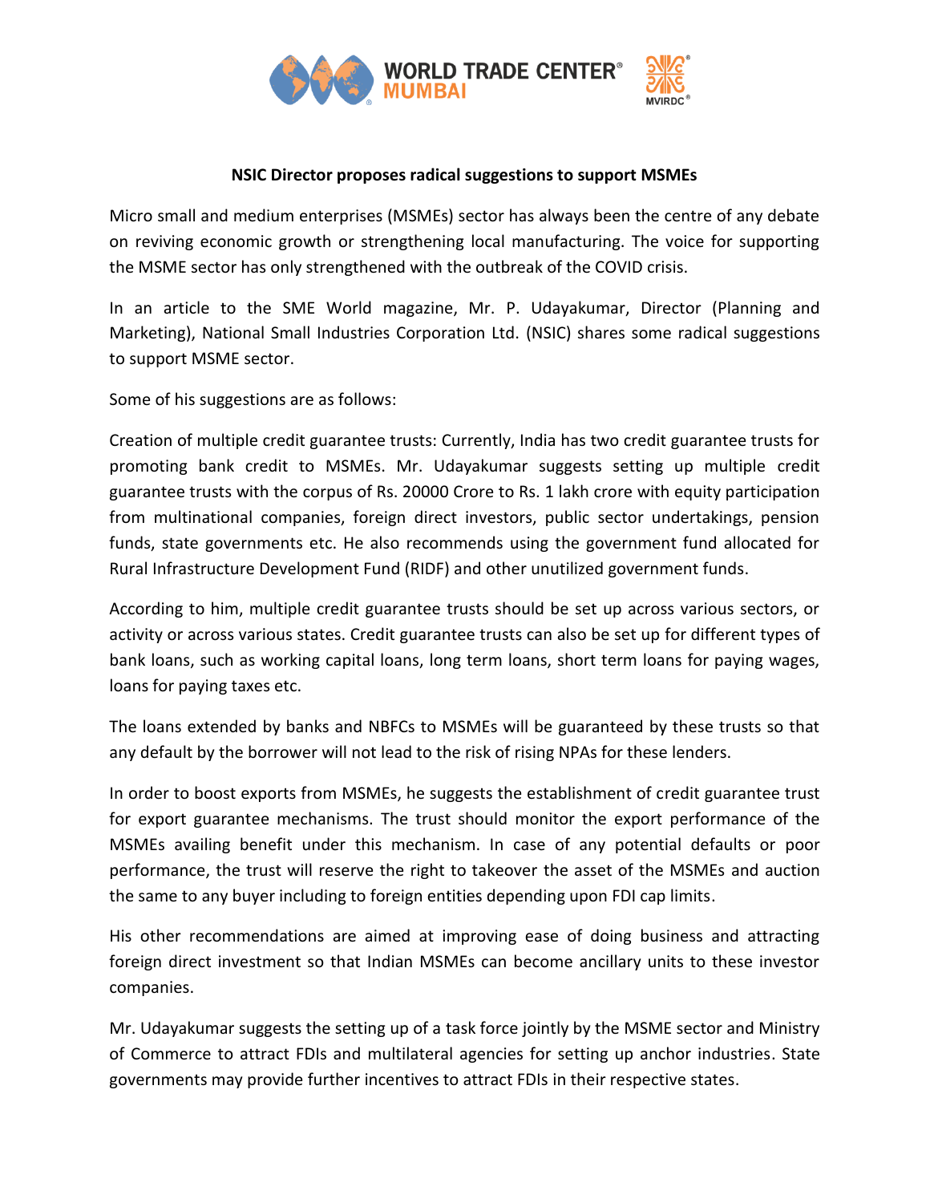## NSIC Director proposes radical suggestions to support MSMEs

Micro small and medium enterprises (MSMEs) sector has always been the centre of any debate on reviving economic growth or strengthening local manufacturing. The voice for supporting the MSME sector has only strengthened with the outbreak of the COVID crisis.

In an article to the SME World magazine, Mr. P. Udayakumar, Director (Planning and Marketing), National Small Industries Corporation Ltd. (NSIC) shares some radical suggestions to support MSME sector.

Some of his suggestions are as follows:

Creation of multiple credit guarantee trusts: Currently, India has two credit guarantee trusts for promoting bank credit to MSMEs. Mr. Udayakumar suggests setting up multiple credit guarantee trusts with the corpus of Rs. 20000 Crore to Rs. 1 lakh crore with equity participation from multinational companies, foreign direct investors, public sector undertakings, pension funds, state governments etc. He also recommends using the government fund allocated for Rural Infrastructure Development Fund (RIDF) and other unutilized government funds.

According to him, multiple credit guarantee trusts should be set up across various sectors, or activity or across various states. Credit guarantee trusts can also be set up for different types of bank loans, such as working capital loans, long term loans, short term loans for paying wages, loans for paying taxes etc.

The loans extended by banks and NBFCs to MSMEs will be guaranteed by these trusts so that any default by the borrower will not lead to the risk of rising NPAs for these lenders.

In order to boost exports from MSMEs, he suggests the establishment of credit guarantee trust for export guarantee mechanisms. The trust should monitor the export performance of the MSMEs availing benefit under this mechanism. In case of any potential defaults or poor performance, the trust will reserve the right to takeover the asset of the MSMEs and auction the same to any buyer including to foreign entities depending upon FDI cap limits.

His other recommendations are aimed at improving ease of doing business and attracting foreign direct investment so that Indian MSMEs can become ancillary units to these investor companies.

Mr. Udayakumar suggests the setting up of a task force jointly by the MSME sector and Ministry of Commerce to attract FDIs and multilateral agencies for setting up anchor industries. State governments may provide further incentives to attract FDIs in their respective states.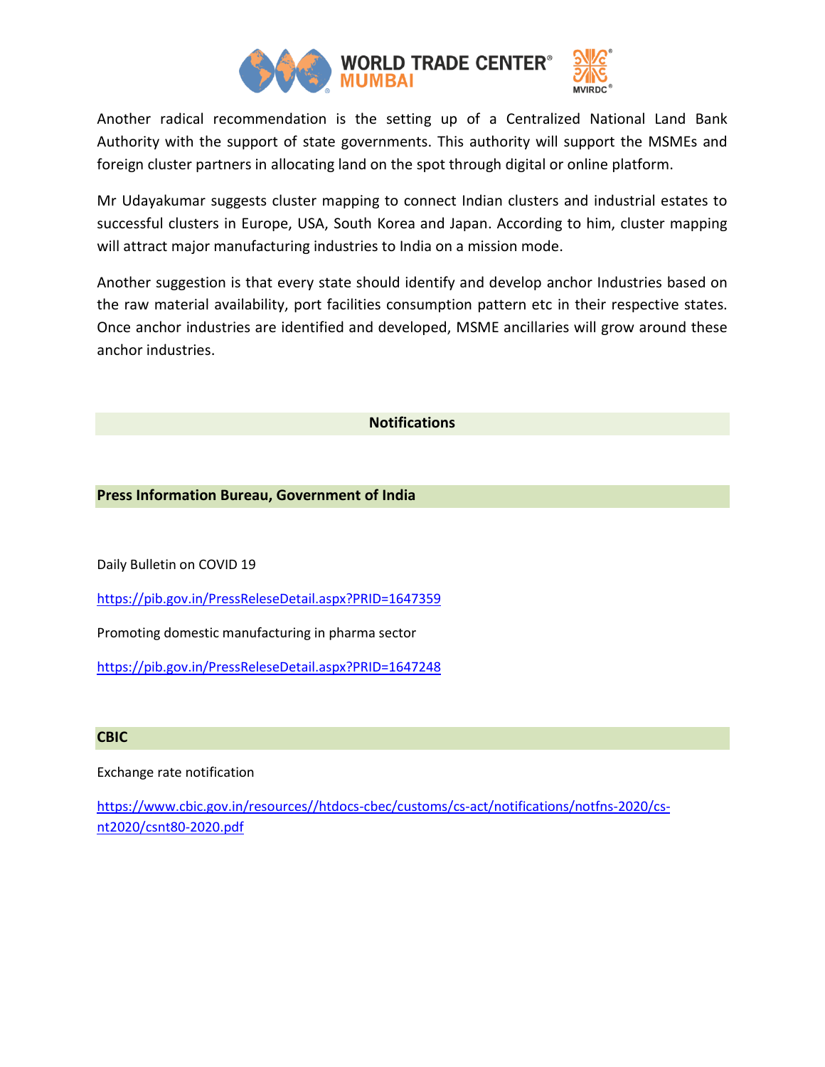Another radical recommendation is the setting up of a Centralized National Land Bank Authority with the support of state governments. This authority will support the MSMEs and foreign cluster partners in allocating land on the spot through digital or online platform.

Mr Udayakumar suggests cluster mapping to connect Indian clusters and industrial estates to successful clusters in Europe, USA, South Korea and Japan. According to him, cluster mapping will attract major manufacturing industries to India on a mission mode.

Another suggestion is that every state should identify and develop anchor Industries based on the raw material availability, port facilities consumption pattern etc in their respective states. Once anchor industries are identified and developed, MSME ancillaries will grow around these anchor industries.

## Notifications

### Press Information Bureau, Government of India

Daily Bulletin on COVID 19

https://pib.gov.in/PressReleseDetail.aspx?PRID=1647359

Promoting domestic manufacturing in pharma sector

https://pib.gov.in/PressReleseDetail.aspx?PRID=1647248

### CBIC

Exchange rate notification

https://www.cbic.gov.in/resources//htdocs-cbec/customs/cs-act/notifications/notfns-2020/cs-nt2020/csnt80-2020.pdf